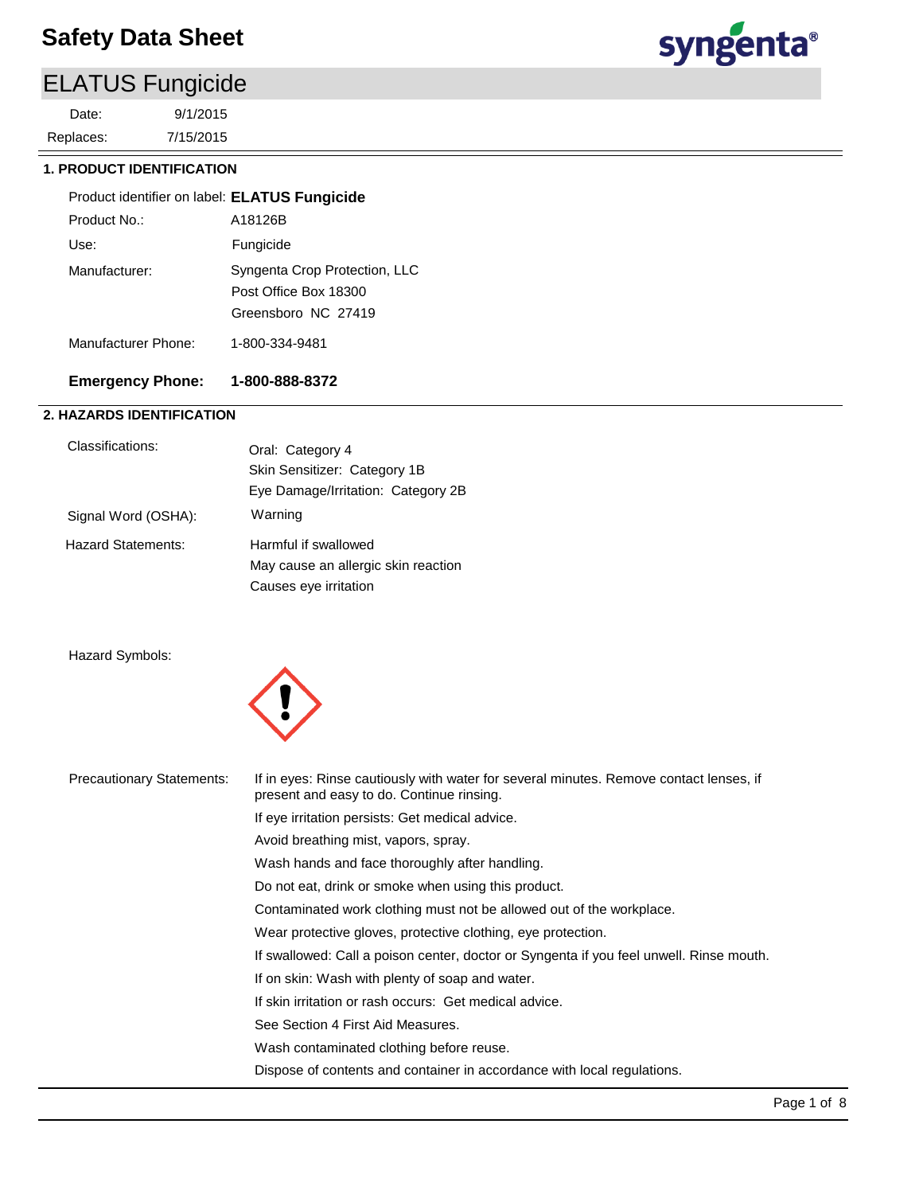# Safety Data Sheet

## ELATUS Fungicide

Date: 9/1/2015
Replaces: 7/15/2015

### 1. PRODUCT IDENTIFICATION

| | |
|---|---|
| Product identifier on label: | **ELATUS Fungicide** |
| Product No.: | A18126B |
| Use: | Fungicide |
| Manufacturer: | Syngenta Crop Protection, LLC<br>Post Office Box 18300<br>Greensboro NC 27419 |
| Manufacturer Phone: | 1-800-334-9481 |
| **Emergency Phone:** | **1-800-888-8372** |

### 2. HAZARDS IDENTIFICATION

| | |
|---|---|
| Classifications: | Oral: Category 4<br>Skin Sensitizer: Category 1B<br>Eye Damage/Irritation: Category 2B |
| Signal Word (OSHA): | Warning |
| Hazard Statements: | Harmful if swallowed<br>May cause an allergic skin reaction<br>Causes eye irritation |

Hazard Symbols:

Precautionary Statements:

- If in eyes: Rinse cautiously with water for several minutes. Remove contact lenses, if present and easy to do. Continue rinsing.
- If eye irritation persists: Get medical advice.
- Avoid breathing mist, vapors, spray.
- Wash hands and face thoroughly after handling.
- Do not eat, drink or smoke when using this product.
- Contaminated work clothing must not be allowed out of the workplace.
- Wear protective gloves, protective clothing, eye protection.
- If swallowed: Call a poison center, doctor or Syngenta if you feel unwell. Rinse mouth.
- If on skin: Wash with plenty of soap and water.
- If skin irritation or rash occurs: Get medical advice.
- See Section 4 First Aid Measures.
- Wash contaminated clothing before reuse.
- Dispose of contents and container in accordance with local regulations.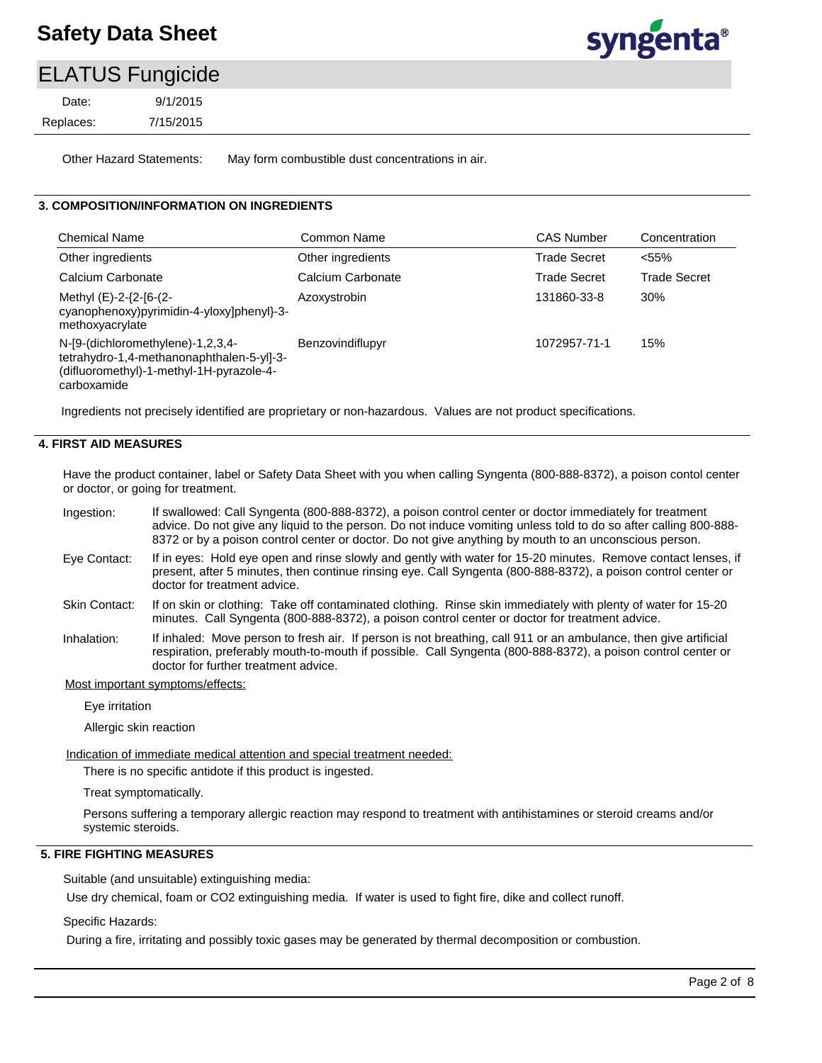Other Hazard Statements: May form combustible dust concentrations in air.

## 3. COMPOSITION/INFORMATION ON INGREDIENTS

| Chemical Name | Common Name | CAS Number | Concentration |
|---|---|---|---|
| Other ingredients | Other ingredients | Trade Secret | <55% |
| Calcium Carbonate | Calcium Carbonate | Trade Secret | Trade Secret |
| Methyl (E)-2-{2-[6-(2-cyanophenoxy)pyrimidin-4-yloxy]phenyl}-3-methoxyacrylate | Azoxystrobin | 131860-33-8 | 30% |
| N-[9-(dichloromethylene)-1,2,3,4-tetrahydro-1,4-methanonaphthalen-5-yl]-3-(difluoromethyl)-1-methyl-1H-pyrazole-4-carboxamide | Benzovindiflupyr | 1072957-71-1 | 15% |

Ingredients not precisely identified are proprietary or non-hazardous. Values are not product specifications.

## 4. FIRST AID MEASURES

Have the product container, label or Safety Data Sheet with you when calling Syngenta (800-888-8372), a poison contol center or doctor, or going for treatment.

Ingestion: If swallowed: Call Syngenta (800-888-8372), a poison control center or doctor immediately for treatment advice. Do not give any liquid to the person. Do not induce vomiting unless told to do so after calling 800-888-8372 or by a poison control center or doctor. Do not give anything by mouth to an unconscious person.

Eye Contact: If in eyes: Hold eye open and rinse slowly and gently with water for 15-20 minutes. Remove contact lenses, if present, after 5 minutes, then continue rinsing eye. Call Syngenta (800-888-8372), a poison control center or doctor for treatment advice.

Skin Contact: If on skin or clothing: Take off contaminated clothing. Rinse skin immediately with plenty of water for 15-20 minutes. Call Syngenta (800-888-8372), a poison control center or doctor for treatment advice.

Inhalation: If inhaled: Move person to fresh air. If person is not breathing, call 911 or an ambulance, then give artificial respiration, preferably mouth-to-mouth if possible. Call Syngenta (800-888-8372), a poison control center or doctor for further treatment advice.

Most important symptoms/effects:

Eye irritation

Allergic skin reaction

Indication of immediate medical attention and special treatment needed:

There is no specific antidote if this product is ingested.

Treat symptomatically.

Persons suffering a temporary allergic reaction may respond to treatment with antihistamines or steroid creams and/or systemic steroids.

## 5. FIRE FIGHTING MEASURES

Suitable (and unsuitable) extinguishing media:

Use dry chemical, foam or CO2 extinguishing media. If water is used to fight fire, dike and collect runoff.

Specific Hazards:

During a fire, irritating and possibly toxic gases may be generated by thermal decomposition or combustion.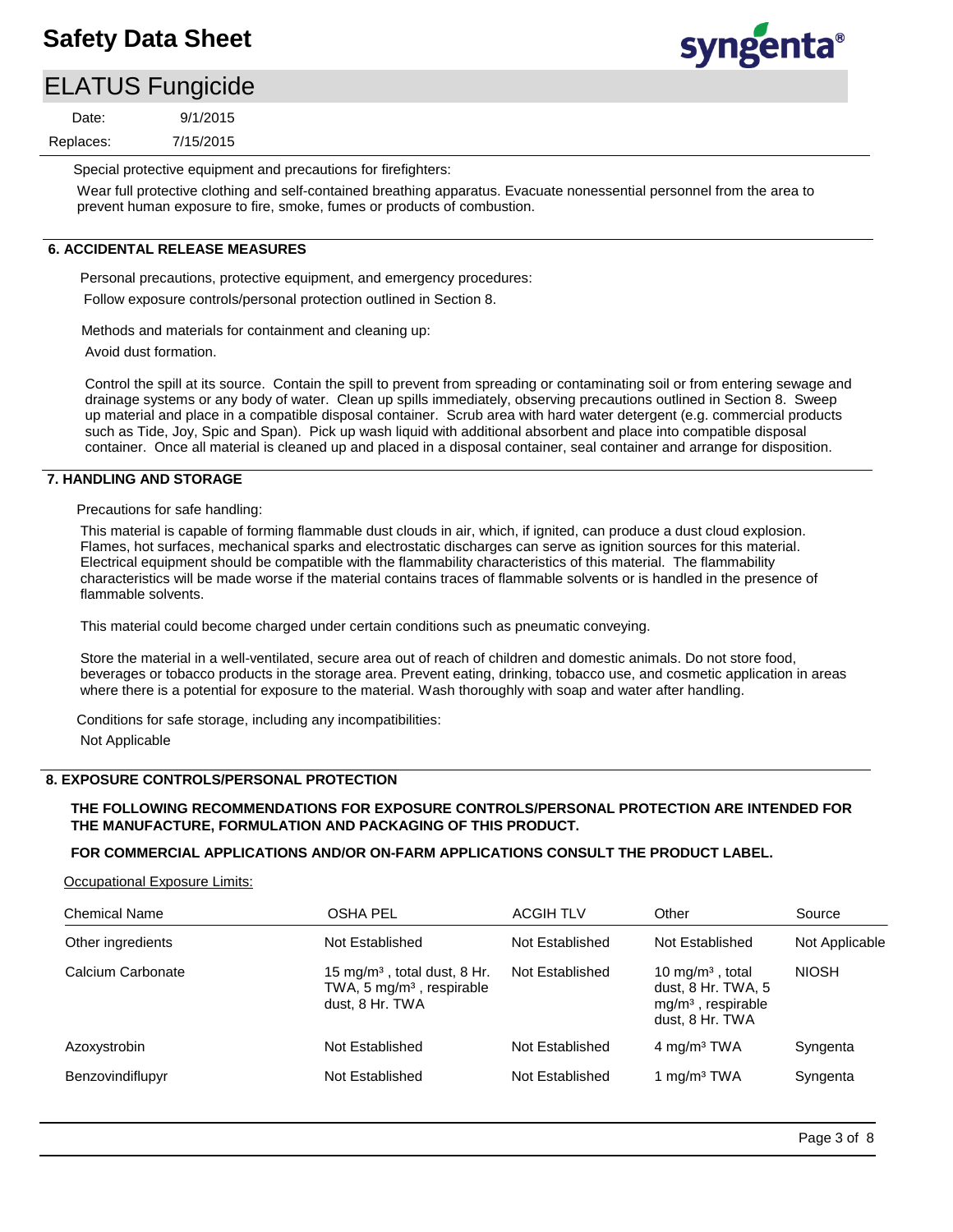Special protective equipment and precautions for firefighters:

Wear full protective clothing and self-contained breathing apparatus. Evacuate nonessential personnel from the area to prevent human exposure to fire, smoke, fumes or products of combustion.

## 6. ACCIDENTAL RELEASE MEASURES

Personal precautions, protective equipment, and emergency procedures:

Follow exposure controls/personal protection outlined in Section 8.

Methods and materials for containment and cleaning up:

Avoid dust formation.

Control the spill at its source. Contain the spill to prevent from spreading or contaminating soil or from entering sewage and drainage systems or any body of water. Clean up spills immediately, observing precautions outlined in Section 8. Sweep up material and place in a compatible disposal container. Scrub area with hard water detergent (e.g. commercial products such as Tide, Joy, Spic and Span). Pick up wash liquid with additional absorbent and place into compatible disposal container. Once all material is cleaned up and placed in a disposal container, seal container and arrange for disposition.

## 7. HANDLING AND STORAGE

Precautions for safe handling:

This material is capable of forming flammable dust clouds in air, which, if ignited, can produce a dust cloud explosion. Flames, hot surfaces, mechanical sparks and electrostatic discharges can serve as ignition sources for this material. Electrical equipment should be compatible with the flammability characteristics of this material. The flammability characteristics will be made worse if the material contains traces of flammable solvents or is handled in the presence of flammable solvents.

This material could become charged under certain conditions such as pneumatic conveying.

Store the material in a well-ventilated, secure area out of reach of children and domestic animals. Do not store food, beverages or tobacco products in the storage area. Prevent eating, drinking, tobacco use, and cosmetic application in areas where there is a potential for exposure to the material. Wash thoroughly with soap and water after handling.

Conditions for safe storage, including any incompatibilities:

Not Applicable

## 8. EXPOSURE CONTROLS/PERSONAL PROTECTION

**THE FOLLOWING RECOMMENDATIONS FOR EXPOSURE CONTROLS/PERSONAL PROTECTION ARE INTENDED FOR THE MANUFACTURE, FORMULATION AND PACKAGING OF THIS PRODUCT.**

**FOR COMMERCIAL APPLICATIONS AND/OR ON-FARM APPLICATIONS CONSULT THE PRODUCT LABEL.**

Occupational Exposure Limits:

| Chemical Name | OSHA PEL | ACGIH TLV | Other | Source |
|---|---|---|---|---|
| Other ingredients | Not Established | Not Established | Not Established | Not Applicable |
| Calcium Carbonate | 15 $mg/m^3$ , total dust, 8 Hr. TWA, 5 $mg/m^3$ , respirable dust, 8 Hr. TWA | Not Established | 10 $mg/m^3$ , total dust, 8 Hr. TWA, 5 $mg/m^3$ , respirable dust, 8 Hr. TWA | NIOSH |
| Azoxystrobin | Not Established | Not Established | 4 $mg/m^3$ TWA | Syngenta |
| Benzovindiflupyr | Not Established | Not Established | 1 $mg/m^3$ TWA | Syngenta |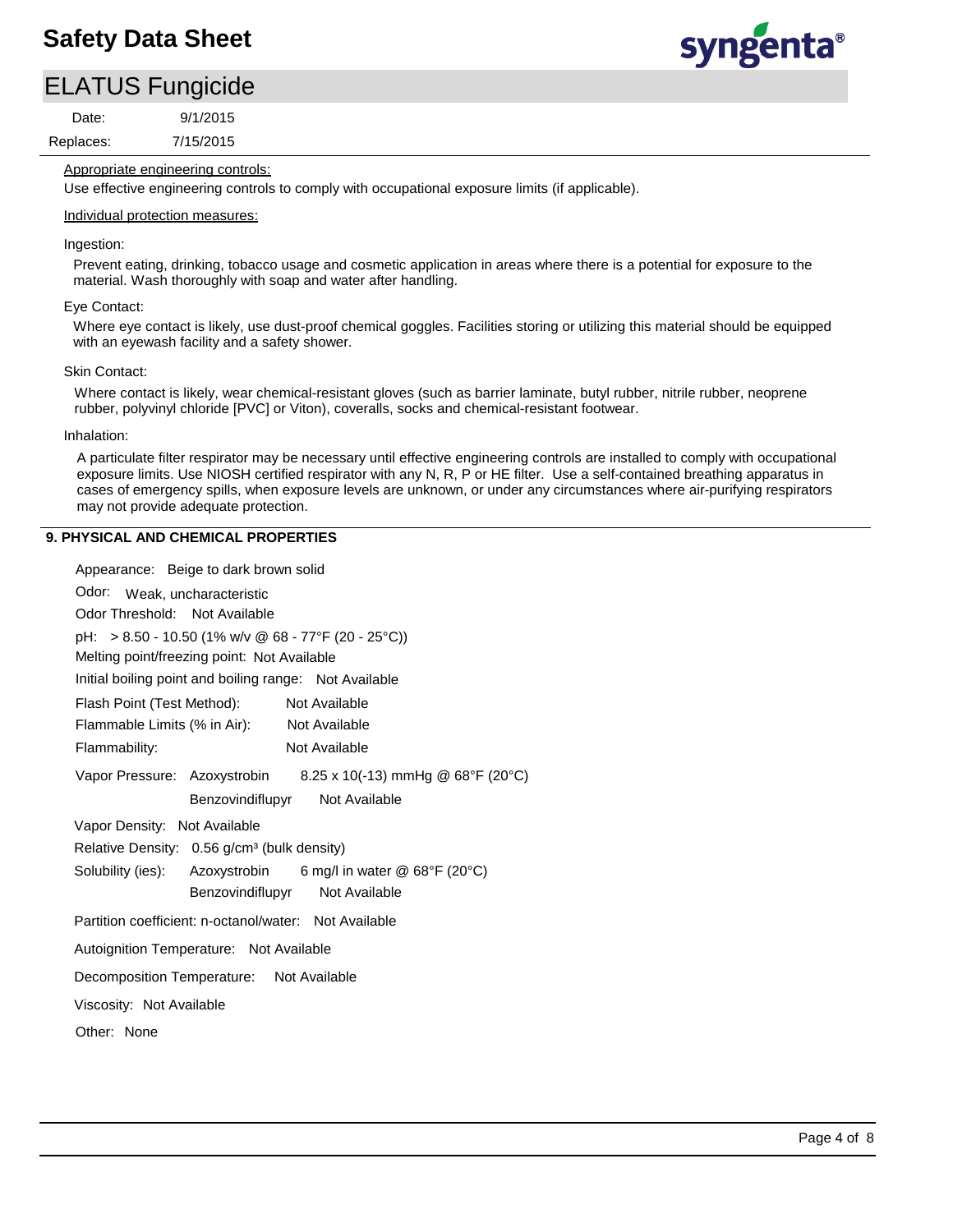Appropriate engineering controls:

Use effective engineering controls to comply with occupational exposure limits (if applicable).

Individual protection measures:

Ingestion:

Prevent eating, drinking, tobacco usage and cosmetic application in areas where there is a potential for exposure to the material. Wash thoroughly with soap and water after handling.

Eye Contact:

Where eye contact is likely, use dust-proof chemical goggles. Facilities storing or utilizing this material should be equipped with an eyewash facility and a safety shower.

Skin Contact:

Where contact is likely, wear chemical-resistant gloves (such as barrier laminate, butyl rubber, nitrile rubber, neoprene rubber, polyvinyl chloride [PVC] or Viton), coveralls, socks and chemical-resistant footwear.

Inhalation:

A particulate filter respirator may be necessary until effective engineering controls are installed to comply with occupational exposure limits. Use NIOSH certified respirator with any N, R, P or HE filter. Use a self-contained breathing apparatus in cases of emergency spills, when exposure levels are unknown, or under any circumstances where air-purifying respirators may not provide adequate protection.

## 9. PHYSICAL AND CHEMICAL PROPERTIES

Appearance: Beige to dark brown solid

Odor: Weak, uncharacteristic

Odor Threshold: Not Available

pH: > 8.50 - 10.50 (1% w/v @ 68 - 77°F (20 - 25°C))

Melting point/freezing point: Not Available

Initial boiling point and boiling range: Not Available

Flash Point (Test Method): Not Available

Flammable Limits (% in Air): Not Available

Flammability: Not Available

Vapor Pressure: Azoxystrobin 8.25 x 10(-13) mmHg @ 68°F (20°C)
Benzovindiflupyr Not Available

Vapor Density: Not Available

Relative Density: 0.56 g/cm³ (bulk density)

Solubility (ies): Azoxystrobin 6 mg/l in water @ 68°F (20°C)
Benzovindiflupyr Not Available

Partition coefficient: n-octanol/water: Not Available

Autoignition Temperature: Not Available

Decomposition Temperature: Not Available

Viscosity: Not Available

Other: None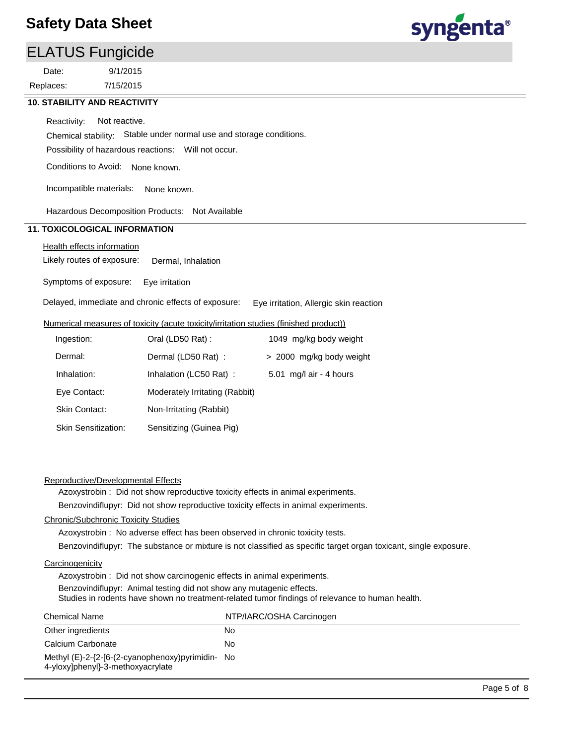## 10. STABILITY AND REACTIVITY

Reactivity: Not reactive.

Chemical stability: Stable under normal use and storage conditions.

Possibility of hazardous reactions: Will not occur.

Conditions to Avoid: None known.

Incompatible materials: None known.

Hazardous Decomposition Products: Not Available

## 11. TOXICOLOGICAL INFORMATION

Health effects information

Likely routes of exposure: Dermal, Inhalation

Symptoms of exposure: Eye irritation

Delayed, immediate and chronic effects of exposure: Eye irritation, Allergic skin reaction

Numerical measures of toxicity (acute toxicity/irritation studies (finished product))

| | | |
|---|---|---|
| Ingestion: | Oral (LD50 Rat) : | 1049 mg/kg body weight |
| Dermal: | Dermal (LD50 Rat) : | > 2000 mg/kg body weight |
| Inhalation: | Inhalation (LC50 Rat) : | 5.01 mg/l air - 4 hours |
| Eye Contact: | Moderately Irritating (Rabbit) | |
| Skin Contact: | Non-Irritating (Rabbit) | |
| Skin Sensitization: | Sensitizing (Guinea Pig) | |

Reproductive/Developmental Effects

Azoxystrobin : Did not show reproductive toxicity effects in animal experiments.

Benzovindiflupyr: Did not show reproductive toxicity effects in animal experiments.

Chronic/Subchronic Toxicity Studies

Azoxystrobin : No adverse effect has been observed in chronic toxicity tests.

Benzovindiflupyr: The substance or mixture is not classified as specific target organ toxicant, single exposure.

Carcinogenicity

Azoxystrobin : Did not show carcinogenic effects in animal experiments.

Benzovindiflupyr: Animal testing did not show any mutagenic effects.
Studies in rodents have shown no treatment-related tumor findings of relevance to human health.

| Chemical Name | NTP/IARC/OSHA Carcinogen |
|---|---|
| Other ingredients | No |
| Calcium Carbonate | No |
| Methyl (E)-2-{2-[6-(2-cyanophenoxy)pyrimidin-4-yloxy]phenyl}-3-methoxyacrylate | No |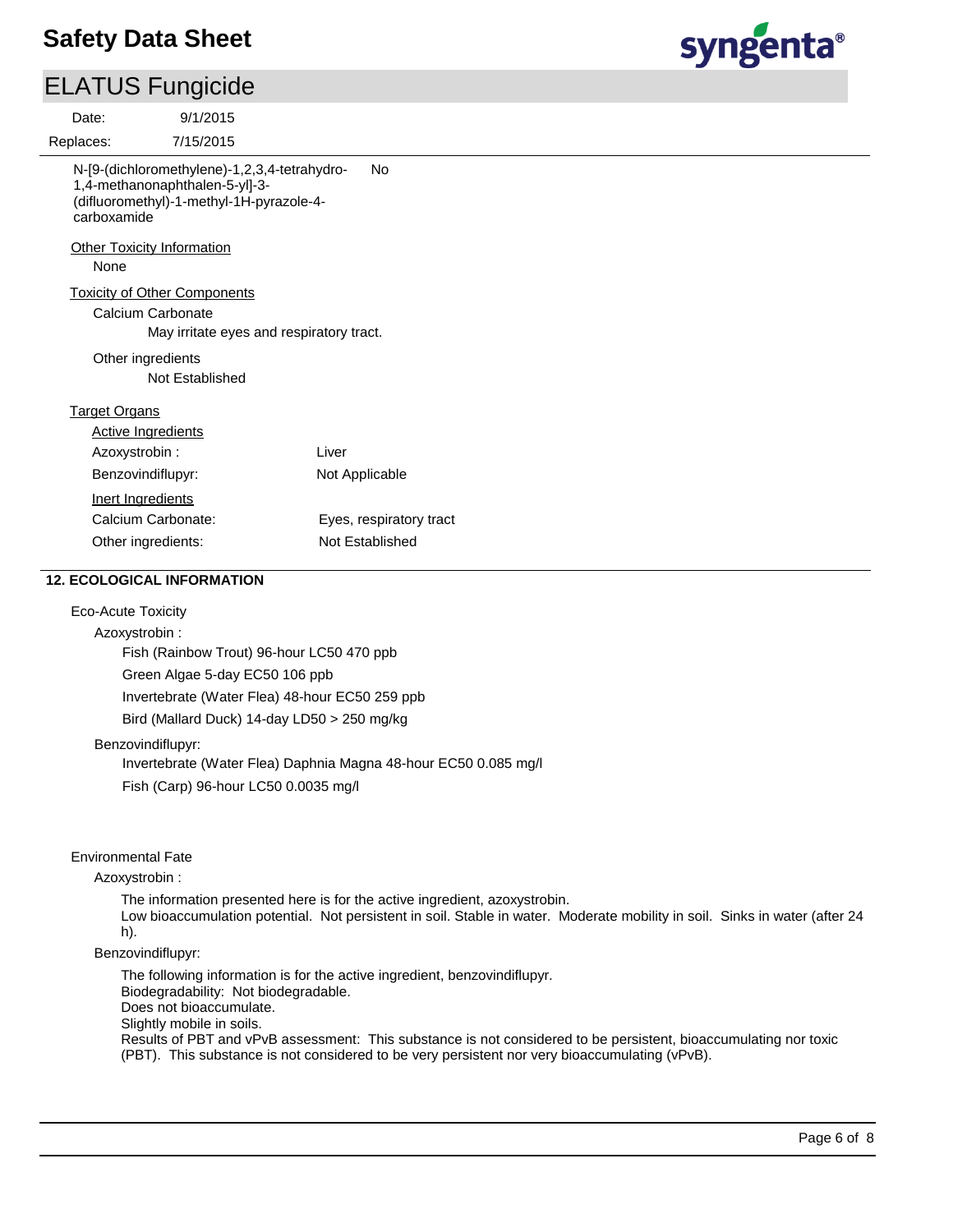| | |
|---|---|
| N-[9-(dichloromethylene)-1,2,3,4-tetrahydro-1,4-methanonaphthalen-5-yl]-3-(difluoromethyl)-1-methyl-1H-pyrazole-4-carboxamide | No |

Other Toxicity Information

None

Toxicity of Other Components

Calcium Carbonate

May irritate eyes and respiratory tract.

Other ingredients

Not Established

Target Organs

| | |
|---|---|
| **Active Ingredients** | |
| Azoxystrobin : | Liver |
| Benzovindiflupyr: | Not Applicable |
| **Inert Ingredients** | |
| Calcium Carbonate: | Eyes, respiratory tract |
| Other ingredients: | Not Established |

## 12. ECOLOGICAL INFORMATION

Eco-Acute Toxicity

Azoxystrobin :

Fish (Rainbow Trout) 96-hour LC50 470 ppb

Green Algae 5-day EC50 106 ppb

Invertebrate (Water Flea) 48-hour EC50 259 ppb

Bird (Mallard Duck) 14-day LD50 > 250 mg/kg

Benzovindiflupyr:

Invertebrate (Water Flea) Daphnia Magna 48-hour EC50 0.085 mg/l

Fish (Carp) 96-hour LC50 0.0035 mg/l

Environmental Fate

Azoxystrobin :

The information presented here is for the active ingredient, azoxystrobin.
Low bioaccumulation potential. Not persistent in soil. Stable in water. Moderate mobility in soil. Sinks in water (after 24 h).

Benzovindiflupyr:

The following information is for the active ingredient, benzovindiflupyr.
Biodegradability: Not biodegradable.
Does not bioaccumulate.
Slightly mobile in soils.
Results of PBT and vPvB assessment: This substance is not considered to be persistent, bioaccumulating nor toxic (PBT). This substance is not considered to be very persistent nor very bioaccumulating (vPvB).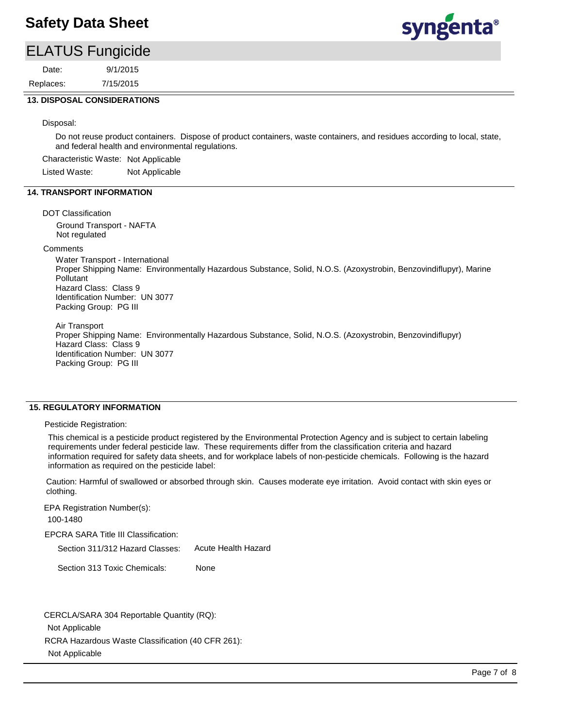## 13. DISPOSAL CONSIDERATIONS

Disposal:

Do not reuse product containers. Dispose of product containers, waste containers, and residues according to local, state, and federal health and environmental regulations.

Characteristic Waste: Not Applicable

Listed Waste: Not Applicable

## 14. TRANSPORT INFORMATION

DOT Classification

Ground Transport - NAFTA
Not regulated

Comments

Water Transport - International
Proper Shipping Name: Environmentally Hazardous Substance, Solid, N.O.S. (Azoxystrobin, Benzovindiflupyr), Marine Pollutant
Hazard Class: Class 9
Identification Number: UN 3077
Packing Group: PG III

Air Transport
Proper Shipping Name: Environmentally Hazardous Substance, Solid, N.O.S. (Azoxystrobin, Benzovindiflupyr)
Hazard Class: Class 9
Identification Number: UN 3077
Packing Group: PG III

## 15. REGULATORY INFORMATION

Pesticide Registration:

This chemical is a pesticide product registered by the Environmental Protection Agency and is subject to certain labeling requirements under federal pesticide law. These requirements differ from the classification criteria and hazard information required for safety data sheets, and for workplace labels of non-pesticide chemicals. Following is the hazard information as required on the pesticide label:

Caution: Harmful of swallowed or absorbed through skin. Causes moderate eye irritation. Avoid contact with skin eyes or clothing.

EPA Registration Number(s):

100-1480

EPCRA SARA Title III Classification:

Section 311/312 Hazard Classes: Acute Health Hazard

Section 313 Toxic Chemicals: None

CERCLA/SARA 304 Reportable Quantity (RQ):

Not Applicable

RCRA Hazardous Waste Classification (40 CFR 261):

Not Applicable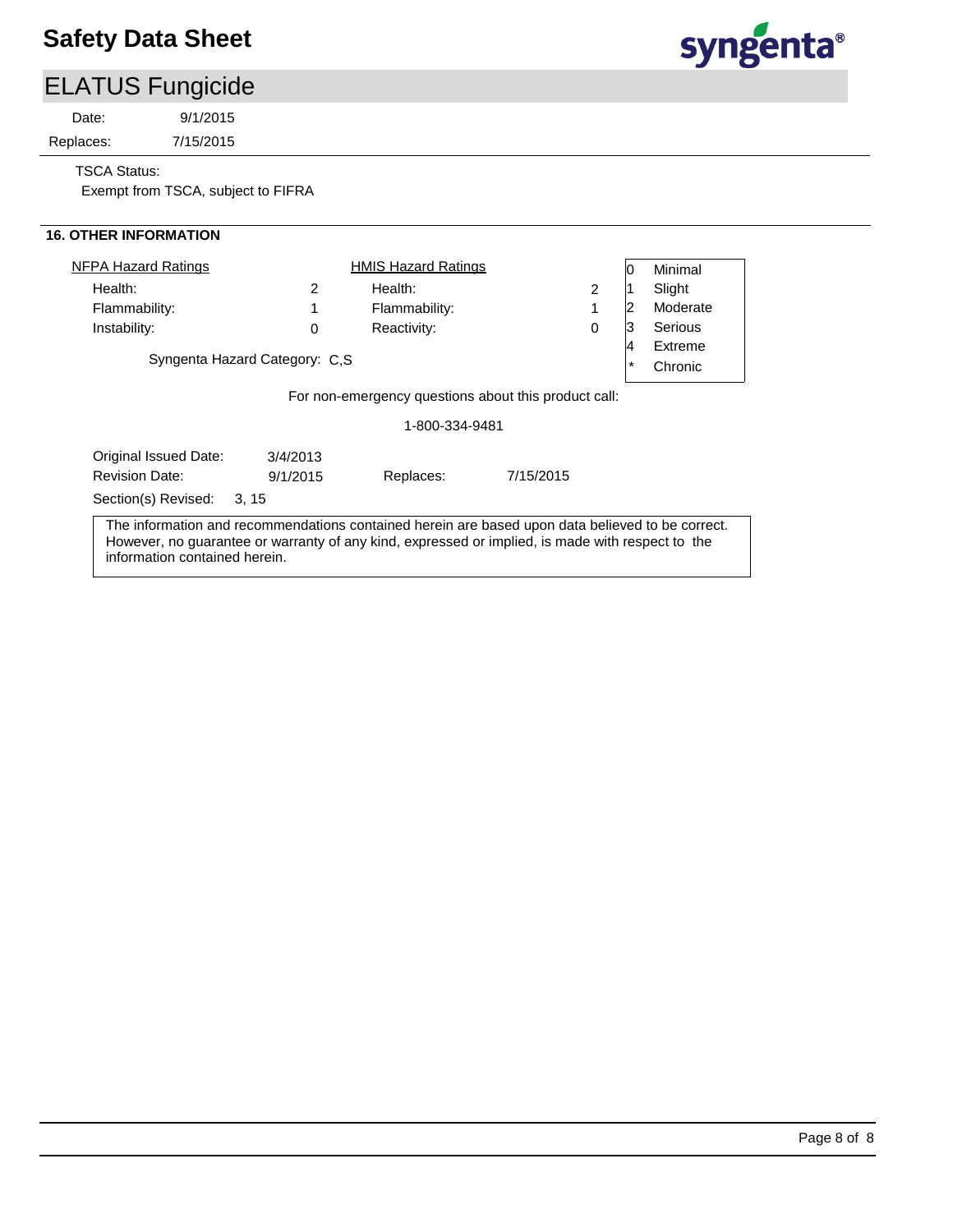TSCA Status:

Exempt from TSCA, subject to FIFRA

## 16. OTHER INFORMATION

| NFPA Hazard Ratings | | HMIS Hazard Ratings | |
|---|---|---|---|
| Health: | 2 | Health: | 2 |
| Flammability: | 1 | Flammability: | 1 |
| Instability: | 0 | Reactivity: | 0 |

| | |
|---|---|
| 0 | Minimal |
| 1 | Slight |
| 2 | Moderate |
| 3 | Serious |
| 4 | Extreme |
| * | Chronic |

Syngenta Hazard Category: C,S

For non-emergency questions about this product call:

1-800-334-9481

Original Issued Date: 3/4/2013

Revision Date: 9/1/2015 Replaces: 7/15/2015

Section(s) Revised: 3, 15

The information and recommendations contained herein are based upon data believed to be correct. However, no guarantee or warranty of any kind, expressed or implied, is made with respect to the information contained herein.